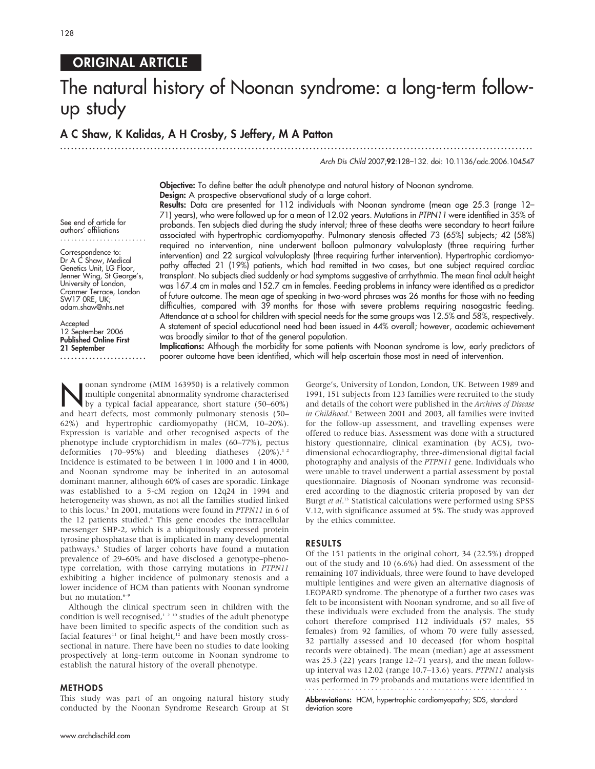ORIGINAL ARTICLE

# The natural history of Noonan syndrome: a long-term follow-up study

**A C Shaw, K Kalidas, A H Crosby, S Jeffery, M A Patton**

*Arch Dis Child* 2007;**92**:128–132. doi: 10.1136/adc.2006.104547

See end of article for authors' affiliations

Correspondence to: Dr A C Shaw, Medical Genetics Unit, LG Floor, Jenner Wing, St George's, University of London, Cranmer Terrace, London SW17 0RE, UK; adam.shaw@nhs.net

Accepted 12 September 2006
**Published Online First 21 September**

**Objective:** To define better the adult phenotype and natural history of Noonan syndrome.

**Design:** A prospective observational study of a large cohort.

**Results:** Data are presented for 112 individuals with Noonan syndrome (mean age 25.3 (range 12–71) years), who were followed up for a mean of 12.02 years. Mutations in *PTPN11* were identified in 35% of probands. Ten subjects died during the study interval; three of these deaths were secondary to heart failure associated with hypertrophic cardiomyopathy. Pulmonary stenosis affected 73 (65%) subjects; 42 (58%) required no intervention, nine underwent balloon pulmonary valvuloplasty (three requiring further intervention) and 22 surgical valvuloplasty (three requiring further intervention). Hypertrophic cardiomyopathy affected 21 (19%) patients, which had remitted in two cases, but one subject required cardiac transplant. No subjects died suddenly or had symptoms suggestive of arrhythmia. The mean final adult height was 167.4 cm in males and 152.7 cm in females. Feeding problems in infancy were identified as a predictor of future outcome. The mean age of speaking in two-word phrases was 26 months for those with no feeding difficulties, compared with 39 months for those with severe problems requiring nasogastric feeding. Attendance at a school for children with special needs for the same groups was 12.5% and 58%, respectively. A statement of special educational need had been issued in 44% overall; however, academic achievement was broadly similar to that of the general population.

**Implications:** Although the morbidity for some patients with Noonan syndrome is low, early predictors of poorer outcome have been identified, which will help ascertain those most in need of intervention.

Noonan syndrome (MIM 163950) is a relatively common multiple congenital abnormality syndrome characterised by a typical facial appearance, short stature (50–60%) and heart defects, most commonly pulmonary stenosis (50–62%) and hypertrophic cardiomyopathy (HCM, 10–20%). Expression is variable and other recognised aspects of the phenotype include cryptorchidism in males (60–77%), pectus deformities (70–95%) and bleeding diatheses (20%).[1,2] Incidence is estimated to be between 1 in 1000 and 1 in 4000, and Noonan syndrome may be inherited in an autosomal dominant manner, although 60% of cases are sporadic. Linkage was established to a 5-cM region on 12q24 in 1994 and heterogeneity was shown, as not all the families studied linked to this locus.[3] In 2001, mutations were found in *PTPN11* in 6 of the 12 patients studied.[4] This gene encodes the intracellular messenger SHP-2, which is a ubiquitously expressed protein tyrosine phosphatase that is implicated in many developmental pathways.[5] Studies of larger cohorts have found a mutation prevalence of 29–60% and have disclosed a genotype–phenotype correlation, with those carrying mutations in *PTPN11* exhibiting a higher incidence of pulmonary stenosis and a lower incidence of HCM than patients with Noonan syndrome but no mutation.[6–9]

Although the clinical spectrum seen in children with the condition is well recognised,[1,2,10] studies of the adult phenotype have been limited to specific aspects of the condition such as facial features[11] or final height,[12] and have been mostly cross-sectional in nature. There have been no studies to date looking prospectively at long-term outcome in Noonan syndrome to establish the natural history of the overall phenotype.

## METHODS

This study was part of an ongoing natural history study conducted by the Noonan Syndrome Research Group at St George's, University of London, London, UK. Between 1989 and 1991, 151 subjects from 123 families were recruited to the study and details of the cohort were published in the *Archives of Disease in Childhood*.[1] Between 2001 and 2003, all families were invited for the follow-up assessment, and travelling expenses were offered to reduce bias. Assessment was done with a structured history questionnaire, clinical examination (by ACS), two-dimensional echocardiography, three-dimensional digital facial photography and analysis of the *PTPN11* gene. Individuals who were unable to travel underwent a partial assessment by postal questionnaire. Diagnosis of Noonan syndrome was reconsidered according to the diagnostic criteria proposed by van der Burgt *et al*.[13] Statistical calculations were performed using SPSS V.12, with significance assumed at 5%. The study was approved by the ethics committee.

## RESULTS

Of the 151 patients in the original cohort, 34 (22.5%) dropped out of the study and 10 (6.6%) had died. On assessment of the remaining 107 individuals, three were found to have developed multiple lentigines and were given an alternative diagnosis of LEOPARD syndrome. The phenotype of a further two cases was felt to be inconsistent with Noonan syndrome, and so all five of these individuals were excluded from the analysis. The study cohort therefore comprised 112 individuals (57 males, 55 females) from 92 families, of whom 70 were fully assessed, 32 partially assessed and 10 deceased (for whom hospital records were obtained). The mean (median) age at assessment was 25.3 (22) years (range 12–71 years), and the mean follow-up interval was 12.02 (range 10.7–13.6) years. *PTPN11* analysis was performed in 79 probands and mutations were identified in

**Abbreviations:** HCM, hypertrophic cardiomyopathy; SDS, standard deviation score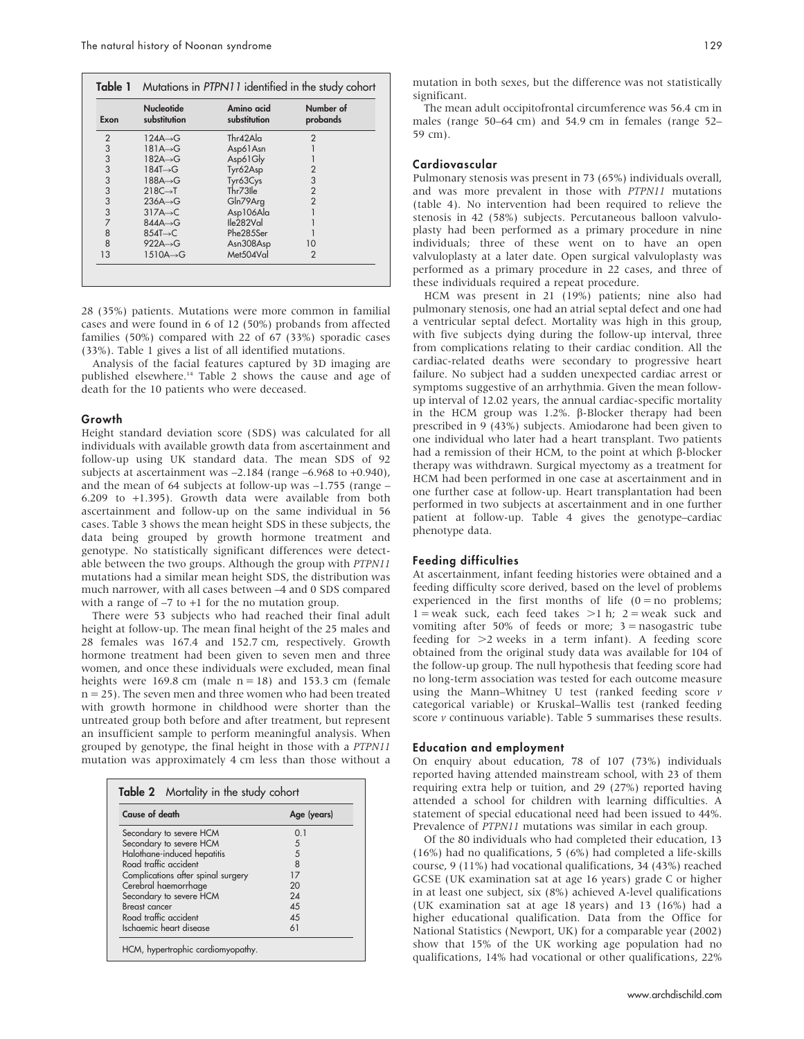**Table 1** Mutations in *PTPN11* identified in the study cohort

| Exon | Nucleotide substitution | Amino acid substitution | Number of probands |
|---|---|---|---|
| 2 | 124A→G | Thr42Ala | 2 |
| 3 | 181A→G | Asp61Asn | 1 |
| 3 | 182A→G | Asp61Gly | 1 |
| 3 | 184T→G | Tyr62Asp | 2 |
| 3 | 188A→G | Tyr63Cys | 3 |
| 3 | 218C→T | Thr73Ile | 2 |
| 3 | 236A→G | Gln79Arg | 2 |
| 3 | 317A→C | Asp106Ala | 1 |
| 7 | 844A→G | Ile282Val | 1 |
| 8 | 854T→C | Phe285Ser | 1 |
| 8 | 922A→G | Asn308Asp | 10 |
| 13 | 1510A→G | Met504Val | 2 |

28 (35%) patients. Mutations were more common in familial cases and were found in 6 of 12 (50%) probands from affected families (50%) compared with 22 of 67 (33%) sporadic cases (33%). Table 1 gives a list of all identified mutations.

Analysis of the facial features captured by 3D imaging are published elsewhere.[14] Table 2 shows the cause and age of death for the 10 patients who were deceased.

### Growth

Height standard deviation score (SDS) was calculated for all individuals with available growth data from ascertainment and follow-up using UK standard data. The mean SDS of 92 subjects at ascertainment was –2.184 (range –6.968 to +0.940), and the mean of 64 subjects at follow-up was –1.755 (range –6.209 to +1.395). Growth data were available from both ascertainment and follow-up on the same individual in 56 cases. Table 3 shows the mean height SDS in these subjects, the data being grouped by growth hormone treatment and genotype. No statistically significant differences were detectable between the two groups. Although the group with *PTPN11* mutations had a similar mean height SDS, the distribution was much narrower, with all cases between –4 and 0 SDS compared with a range of –7 to +1 for the no mutation group.

There were 53 subjects who had reached their final adult height at follow-up. The mean final height of the 25 males and 28 females was 167.4 and 152.7 cm, respectively. Growth hormone treatment had been given to seven men and three women, and once these individuals were excluded, mean final heights were 169.8 cm (male n = 18) and 153.3 cm (female n = 25). The seven men and three women who had been treated with growth hormone in childhood were shorter than the untreated group both before and after treatment, but represent an insufficient sample to perform meaningful analysis. When grouped by genotype, the final height in those with a *PTPN11* mutation was approximately 4 cm less than those without a mutation in both sexes, but the difference was not statistically significant.

The mean adult occipitofrontal circumference was 56.4 cm in males (range 50–64 cm) and 54.9 cm in females (range 52–59 cm).

**Table 2** Mortality in the study cohort

| Cause of death | Age (years) |
|---|---|
| Secondary to severe HCM | 0.1 |
| Secondary to severe HCM | 5 |
| Halothane-induced hepatitis | 5 |
| Road traffic accident | 8 |
| Complications after spinal surgery | 17 |
| Cerebral haemorrhage | 20 |
| Secondary to severe HCM | 24 |
| Breast cancer | 45 |
| Road traffic accident | 45 |
| Ischaemic heart disease | 61 |

HCM, hypertrophic cardiomyopathy.

### Cardiovascular

Pulmonary stenosis was present in 73 (65%) individuals overall, and was more prevalent in those with *PTPN11* mutations (table 4). No intervention had been required to relieve the stenosis in 42 (58%) subjects. Percutaneous balloon valvuloplasty had been performed as a primary procedure in nine individuals; three of these went on to have an open valvuloplasty at a later date. Open surgical valvuloplasty was performed as a primary procedure in 22 cases, and three of these individuals required a repeat procedure.

HCM was present in 21 (19%) patients; nine also had pulmonary stenosis, one had an atrial septal defect and one had a ventricular septal defect. Mortality was high in this group, with five subjects dying during the follow-up interval, three from complications relating to their cardiac condition. All the cardiac-related deaths were secondary to progressive heart failure. No subject had a sudden unexpected cardiac arrest or symptoms suggestive of an arrhythmia. Given the mean follow-up interval of 12.02 years, the annual cardiac-specific mortality in the HCM group was 1.2%. β-Blocker therapy had been prescribed in 9 (43%) subjects. Amiodarone had been given to one individual who later had a heart transplant. Two patients had a remission of their HCM, to the point at which β-blocker therapy was withdrawn. Surgical myectomy as a treatment for HCM had been performed in one case at ascertainment and in one further case at follow-up. Heart transplantation had been performed in two subjects at ascertainment and in one further patient at follow-up. Table 4 gives the genotype–cardiac phenotype data.

### Feeding difficulties

At ascertainment, infant feeding histories were obtained and a feeding difficulty score derived, based on the level of problems experienced in the first months of life (0 = no problems; 1 = weak suck, each feed takes >1 h; 2 = weak suck and vomiting after 50% of feeds or more; 3 = nasogastric tube feeding for >2 weeks in a term infant). A feeding score obtained from the original study data was available for 104 of the follow-up group. The null hypothesis that feeding score had no long-term association was tested for each outcome measure using the Mann–Whitney U test (ranked feeding score *v* categorical variable) or Kruskal–Wallis test (ranked feeding score *v* continuous variable). Table 5 summarises these results.

### Education and employment

On enquiry about education, 78 of 107 (73%) individuals reported having attended mainstream school, with 23 of them requiring extra help or tuition, and 29 (27%) reported having attended a school for children with learning difficulties. A statement of special educational need had been issued to 44%. Prevalence of *PTPN11* mutations was similar in each group.

Of the 80 individuals who had completed their education, 13 (16%) had no qualifications, 5 (6%) had completed a life-skills course, 9 (11%) had vocational qualifications, 34 (43%) reached GCSE (UK examination sat at age 16 years) grade C or higher in at least one subject, six (8%) achieved A-level qualifications (UK examination sat at age 18 years) and 13 (16%) had a higher educational qualification. Data from the Office for National Statistics (Newport, UK) for a comparable year (2002) show that 15% of the UK working age population had no qualifications, 14% had vocational or other qualifications, 22%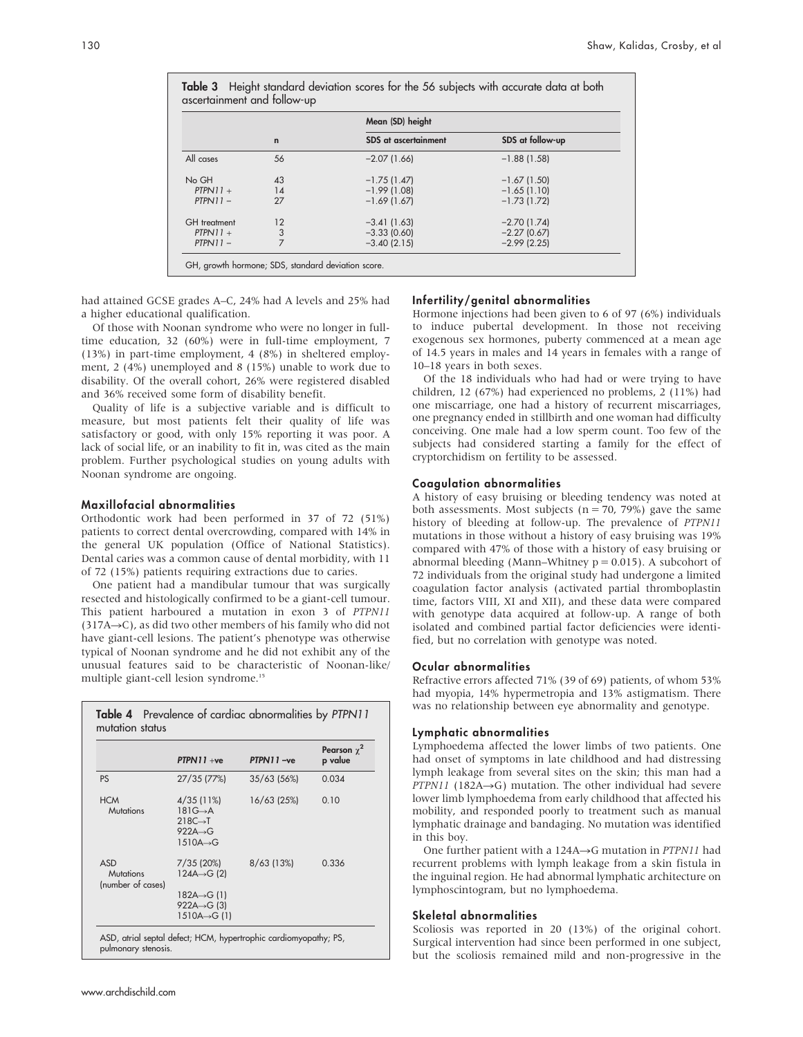**Table 3** Height standard deviation scores for the 56 subjects with accurate data at both ascertainment and follow-up

| | n | Mean (SD) height SDS at ascertainment | SDS at follow-up |
|---|---|---|---|
| All cases | 56 | −2.07 (1.66) | −1.88 (1.58) |
| No GH | 43 | −1.75 (1.47) | −1.67 (1.50) |
| *PTPN11* + | 14 | −1.99 (1.08) | −1.65 (1.10) |
| *PTPN11* − | 27 | −1.69 (1.67) | −1.73 (1.72) |
| GH treatment | 12 | −3.41 (1.63) | −2.70 (1.74) |
| *PTPN11* + | 3 | −3.33 (0.60) | −2.27 (0.67) |
| *PTPN11* − | 7 | −3.40 (2.15) | −2.99 (2.25) |

GH, growth hormone; SDS, standard deviation score.

had attained GCSE grades A–C, 24% had A levels and 25% had a higher educational qualification.

Of those with Noonan syndrome who were no longer in full-time education, 32 (60%) were in full-time employment, 7 (13%) in part-time employment, 4 (8%) in sheltered employment, 2 (4%) unemployed and 8 (15%) unable to work due to disability. Of the overall cohort, 26% were registered disabled and 36% received some form of disability benefit.

Quality of life is a subjective variable and is difficult to measure, but most patients felt their quality of life was satisfactory or good, with only 15% reporting it was poor. A lack of social life, or an inability to fit in, was cited as the main problem. Further psychological studies on young adults with Noonan syndrome are ongoing.

### Maxillofacial abnormalities

Orthodontic work had been performed in 37 of 72 (51%) patients to correct dental overcrowding, compared with 14% in the general UK population (Office of National Statistics). Dental caries was a common cause of dental morbidity, with 11 of 72 (15%) patients requiring extractions due to caries.

One patient had a mandibular tumour that was surgically resected and histologically confirmed to be a giant-cell tumour. This patient harboured a mutation in exon 3 of *PTPN11* (317A→C), as did two other members of his family who did not have giant-cell lesions. The patient's phenotype was otherwise typical of Noonan syndrome and he did not exhibit any of the unusual features said to be characteristic of Noonan-like/multiple giant-cell lesion syndrome.[15]

**Table 4** Prevalence of cardiac abnormalities by *PTPN11* mutation status

| | *PTPN11* +ve | *PTPN11* −ve | Pearson $\chi^2$ p value |
|---|---|---|---|
| PS | 27/35 (77%) | 35/63 (56%) | 0.034 |
| HCM | 4/35 (11%) | 16/63 (25%) | 0.10 |
| Mutations | 181G→A<br>218C→T<br>922A→G<br>1510A→G | | |
| ASD | 7/35 (20%) | 8/63 (13%) | 0.336 |
| Mutations (number of cases) | 124A→G (2)<br>182A→G (1)<br>922A→G (3)<br>1510A→G (1) | | |

ASD, atrial septal defect; HCM, hypertrophic cardiomyopathy; PS, pulmonary stenosis.

### Infertility/genital abnormalities

Hormone injections had been given to 6 of 97 (6%) individuals to induce pubertal development. In those not receiving exogenous sex hormones, puberty commenced at a mean age of 14.5 years in males and 14 years in females with a range of 10–18 years in both sexes.

Of the 18 individuals who had had or were trying to have children, 12 (67%) had experienced no problems, 2 (11%) had one miscarriage, one had a history of recurrent miscarriages, one pregnancy ended in stillbirth and one woman had difficulty conceiving. One male had a low sperm count. Too few of the subjects had considered starting a family for the effect of cryptorchidism on fertility to be assessed.

### Coagulation abnormalities

A history of easy bruising or bleeding tendency was noted at both assessments. Most subjects (n = 70, 79%) gave the same history of bleeding at follow-up. The prevalence of *PTPN11* mutations in those without a history of easy bruising was 19% compared with 47% of those with a history of easy bruising or abnormal bleeding (Mann–Whitney p = 0.015). A subcohort of 72 individuals from the original study had undergone a limited coagulation factor analysis (activated partial thromboplastin time, factors VIII, XI and XII), and these data were compared with genotype data acquired at follow-up. A range of both isolated and combined partial factor deficiencies were identified, but no correlation with genotype was noted.

### Ocular abnormalities

Refractive errors affected 71% (39 of 69) patients, of whom 53% had myopia, 14% hypermetropia and 13% astigmatism. There was no relationship between eye abnormality and genotype.

### Lymphatic abnormalities

Lymphoedema affected the lower limbs of two patients. One had onset of symptoms in late childhood and had distressing lymph leakage from several sites on the skin; this man had a *PTPN11* (182A→G) mutation. The other individual had severe lower limb lymphoedema from early childhood that affected his mobility, and responded poorly to treatment such as manual lymphatic drainage and bandaging. No mutation was identified in this boy.

One further patient with a 124A→G mutation in *PTPN11* had recurrent problems with lymph leakage from a skin fistula in the inguinal region. He had abnormal lymphatic architecture on lymphoscintogram, but no lymphoedema.

### Skeletal abnormalities

Scoliosis was reported in 20 (13%) of the original cohort. Surgical intervention had since been performed in one subject, but the scoliosis remained mild and non-progressive in the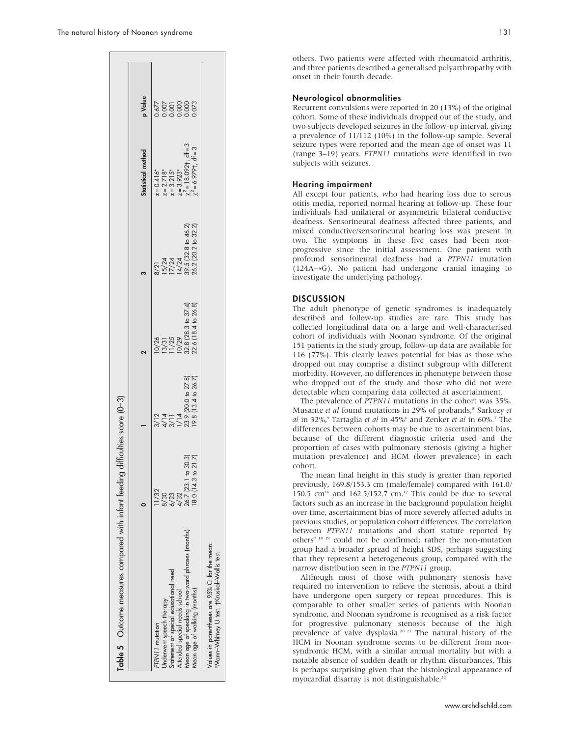**Table 5** Outcome measures compared with infant feeding difficulties score (0–3)

| | 0 | 1 | 2 | 3 | Statistical method | p Value |
|---|---|---|---|---|---|---|
| *PTPN11* mutation | 11/32 | 3/12 | 10/26 | 8/21 | z = 0.416* | 0.677 |
| Underwent speech therapy | 8/30 | 4/14 | 13/31 | 15/24 | z = 2.718* | 0.007 |
| Statement of special educational need | 6/23 | 3/11 | 11/25 | 17/24 | z = 3.215* | 0.001 |
| Attended special needs school | 4/32 | 1/14 | 10/29 | 14/24 | z = 3.923* | 0.000 |
| Mean age of speaking in two-word phrases (months) | 26.7 (23.1 to 30.3) | 23.9 (20.0 to 27.8) | 32.8 (28.3 to 37.4) | 39.5 (32.8 to 46.2) | $\chi^2$ = 18.092†, df = 3 | 0.000 |
| Mean age of walking (months) | 18.0 (14.3 to 21.7) | 19.8 (13.4 to 26.7) | 22.6 (18.4 to 26.8) | 26.2 (20.2 to 32.2) | $\chi^2$ = 6.979†, df = 3 | 0.073 |

Values in parentheses are 95% CI for the mean.
*Mann–Whitney U test. †Kruskal–Wallis test.

others. Two patients were affected with rheumatoid arthritis, and three patients described a generalised polyarthropathy with onset in their fourth decade.

### Neurological abnormalities

Recurrent convulsions were reported in 20 (13%) of the original cohort. Some of these individuals dropped out of the study, and two subjects developed seizures in the follow-up interval, giving a prevalence of 11/112 (10%) in the follow-up sample. Several seizure types were reported and the mean age of onset was 11 (range 3–19) years. *PTPN11* mutations were identified in two subjects with seizures.

### Hearing impairment

All except four patients, who had hearing loss due to serous otitis media, reported normal hearing at follow-up. These four individuals had unilateral or asymmetric bilateral conductive deafness. Sensorineural deafness affected three patients, and mixed conductive/sensorineural hearing loss was present in two. The symptoms in these five cases had been non-progressive since the initial assessment. One patient with profound sensorineural deafness had a *PTPN11* mutation (124A→G). No patient had undergone cranial imaging to investigate the underlying pathology.

## DISCUSSION

The adult phenotype of genetic syndromes is inadequately described and follow-up studies are rare. This study has collected longitudinal data on a large and well-characterised cohort of individuals with Noonan syndrome. Of the original 151 patients in the study group, follow-up data are available for 116 (77%). This clearly leaves potential for bias as those who dropped out may comprise a distinct subgroup with different morbidity. However, no differences in phenotype between those who dropped out of the study and those who did not were detectable when comparing data collected at ascertainment.

The prevalence of *PTPN11* mutations in the cohort was 35%. Musante *et al* found mutations in 29% of probands,[8] Sarkozy *et al* in 32%,[9] Tartaglia *et al* in 45%[6] and Zenker *et al* in 60%.[7] The differences between cohorts may be due to ascertainment bias, because of the different diagnostic criteria used and the proportion of cases with pulmonary stenosis (giving a higher mutation prevalence) and HCM (lower prevalence) in each cohort.

The mean final height in this study is greater than reported previously, 169.8/153.3 cm (male/female) compared with 161.0/150.5 cm[16] and 162.5/152.7 cm.[17] This could be due to several factors such as an increase in the background population height over time, ascertainment bias of more severely affected adults in previous studies, or population cohort differences. The correlation between *PTPN11* mutations and short stature reported by others[7 18 19] could not be confirmed; rather the non-mutation group had a broader spread of height SDS, perhaps suggesting that they represent a heterogeneous group, compared with the narrow distribution seen in the *PTPN11* group.

Although most of those with pulmonary stenosis have required no intervention to relieve the stenosis, about a third have undergone open surgery or repeat procedures. This is comparable to other smaller series of patients with Noonan syndrome, and Noonan syndrome is recognised as a risk factor for progressive pulmonary stenosis because of the high prevalence of valve dysplasia.[20 21] The natural history of the HCM in Noonan syndrome seems to be different from non-syndromic HCM, with a similar annual mortality but with a notable absence of sudden death or rhythm disturbances. This is perhaps surprising given that the histological appearance of myocardial disarray is not distinguishable.[22]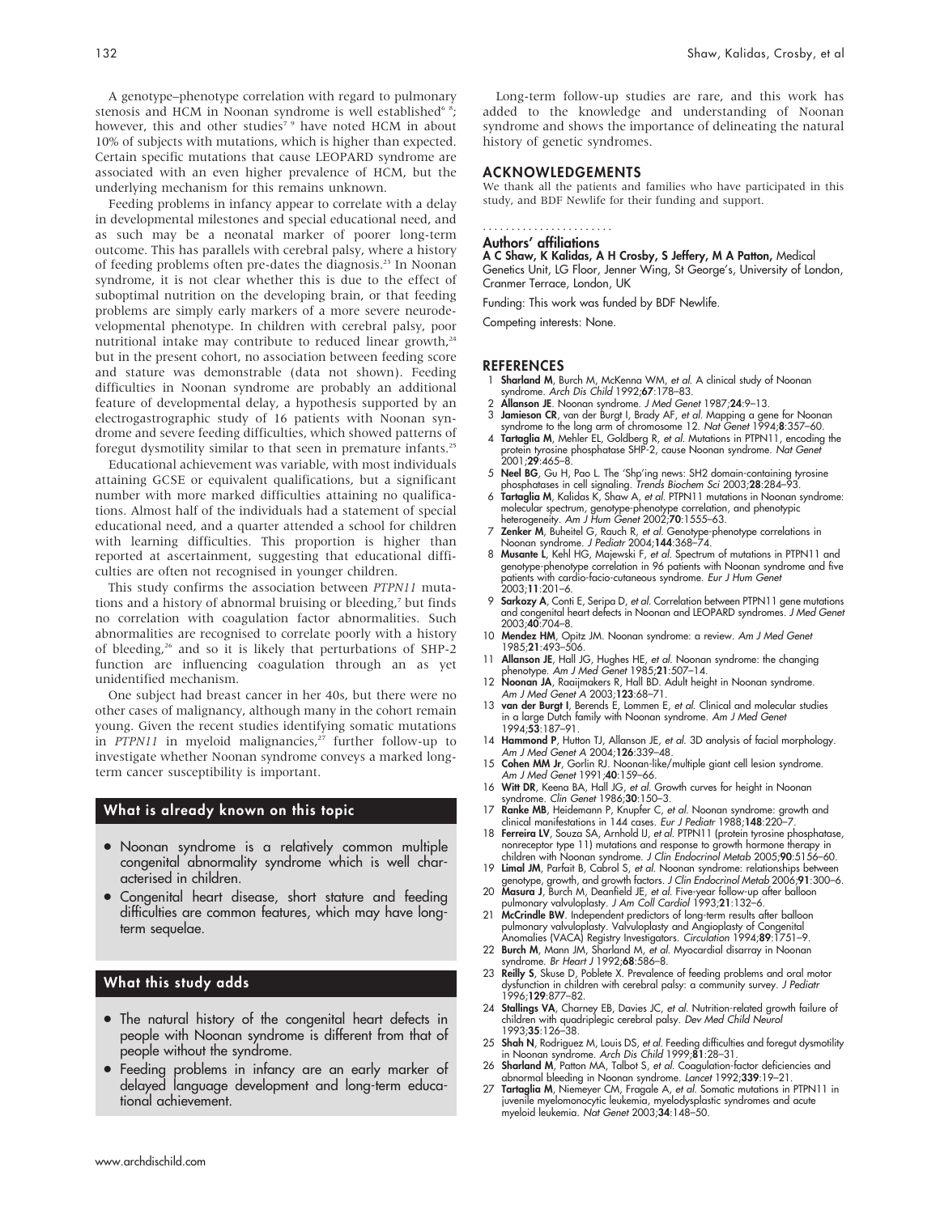A genotype–phenotype correlation with regard to pulmonary stenosis and HCM in Noonan syndrome is well established[6 8]; however, this and other studies[7 9] have noted HCM in about 10% of subjects with mutations, which is higher than expected. Certain specific mutations that cause LEOPARD syndrome are associated with an even higher prevalence of HCM, but the underlying mechanism for this remains unknown.

Feeding problems in infancy appear to correlate with a delay in developmental milestones and special educational need, and as such may be a neonatal marker of poorer long-term outcome. This has parallels with cerebral palsy, where a history of feeding problems often pre-dates the diagnosis.[23] In Noonan syndrome, it is not clear whether this is due to the effect of suboptimal nutrition on the developing brain, or that feeding problems are simply early markers of a more severe neurodevelopmental phenotype. In children with cerebral palsy, poor nutritional intake may contribute to reduced linear growth,[24] but in the present cohort, no association between feeding score and stature was demonstrable (data not shown). Feeding difficulties in Noonan syndrome are probably an additional feature of developmental delay, a hypothesis supported by an electrogastrographic study of 16 patients with Noonan syndrome and severe feeding difficulties, which showed patterns of foregut dysmotility similar to that seen in premature infants.[25]

Educational achievement was variable, with most individuals attaining GCSE or equivalent qualifications, but a significant number with more marked difficulties attaining no qualifications. Almost half of the individuals had a statement of special educational need, and a quarter attended a school for children with learning difficulties. This proportion is higher than reported at ascertainment, suggesting that educational difficulties are often not recognised in younger children.

This study confirms the association between *PTPN11* mutations and a history of abnormal bruising or bleeding,[7] but finds no correlation with coagulation factor abnormalities. Such abnormalities are recognised to correlate poorly with a history of bleeding,[26] and so it is likely that perturbations of SHP-2 function are influencing coagulation through an as yet unidentified mechanism.

One subject had breast cancer in her 40s, but there were no other cases of malignancy, although many in the cohort remain young. Given the recent studies identifying somatic mutations in *PTPN11* in myeloid malignancies,[27] further follow-up to investigate whether Noonan syndrome conveys a marked long-term cancer susceptibility is important.

## What is already known on this topic

- Noonan syndrome is a relatively common multiple congenital abnormality syndrome which is well characterised in children.
- Congenital heart disease, short stature and feeding difficulties are common features, which may have long-term sequelae.

## What this study adds

- The natural history of the congenital heart defects in people with Noonan syndrome is different from that of people without the syndrome.
- Feeding problems in infancy are an early marker of delayed language development and long-term educational achievement.

Long-term follow-up studies are rare, and this work has added to the knowledge and understanding of Noonan syndrome and shows the importance of delineating the natural history of genetic syndromes.

## ACKNOWLEDGEMENTS

We thank all the patients and families who have participated in this study, and BDF Newlife for their funding and support.

### Authors' affiliations

**A C Shaw, K Kalidas, A H Crosby, S Jeffery, M A Patton,** Medical Genetics Unit, LG Floor, Jenner Wing, St George's, University of London, Cranmer Terrace, London, UK

Funding: This work was funded by BDF Newlife.

Competing interests: None.

## REFERENCES

1. **Sharland M**, Burch M, McKenna WM, *et al.* A clinical study of Noonan syndrome. *Arch Dis Child* 1992;**67**:178–83.
2. **Allanson JE**. Noonan syndrome. *J Med Genet* 1987;**24**:9–13.
3. **Jamieson CR**, van der Burgt I, Brady AF, *et al.* Mapping a gene for Noonan syndrome to the long arm of chromosome 12. *Nat Genet* 1994;**8**:357–60.
4. **Tartaglia M**, Mehler EL, Goldberg R, *et al.* Mutations in PTPN11, encoding the protein tyrosine phosphatase SHP-2, cause Noonan syndrome. *Nat Genet* 2001;**29**:465–8.
5. **Neel BG**, Gu H, Pao L. The 'Shp'ing news: SH2 domain-containing tyrosine phosphatases in cell signaling. *Trends Biochem Sci* 2003;**28**:284–93.
6. **Tartaglia M**, Kalidas K, Shaw A, *et al.* PTPN11 mutations in Noonan syndrome: molecular spectrum, genotype-phenotype correlation, and phenotypic heterogeneity. *Am J Hum Genet* 2002;**70**:1555–63.
7. **Zenker M**, Buheitel G, Rauch R, *et al.* Genotype-phenotype correlations in Noonan syndrome. *J Pediatr* 2004;**144**:368–74.
8. **Musante L**, Kehl HG, Majewski F, *et al.* Spectrum of mutations in PTPN11 and genotype-phenotype correlation in 96 patients with Noonan syndrome and five patients with cardio-facio-cutaneous syndrome. *Eur J Hum Genet* 2003;**11**:201–6.
9. **Sarkozy A**, Conti E, Seripa D, *et al.* Correlation between PTPN11 gene mutations and congenital heart defects in Noonan and LEOPARD syndromes. *J Med Genet* 2003;**40**:704–8.
10. **Mendez HM**, Opitz JM. Noonan syndrome: a review. *Am J Med Genet* 1985;**21**:493–506.
11. **Allanson JE**, Hall JG, Hughes HE, *et al.* Noonan syndrome: the changing phenotype. *Am J Med Genet* 1985;**21**:507–14.
12. **Noonan JA**, Raaijmakers R, Hall BD. Adult height in Noonan syndrome. *Am J Med Genet A* 2003;**123**:68–71.
13. **van der Burgt I**, Berends E, Lommen E, *et al.* Clinical and molecular studies in a large Dutch family with Noonan syndrome. *Am J Med Genet* 1994;**53**:187–91.
14. **Hammond P**, Hutton TJ, Allanson JE, *et al.* 3D analysis of facial morphology. *Am J Med Genet A* 2004;**126**:339–48.
15. **Cohen MM Jr**, Gorlin RJ. Noonan-like/multiple giant cell lesion syndrome. *Am J Med Genet* 1991;**40**:159–66.
16. **Witt DR**, Keena BA, Hall JG, *et al.* Growth curves for height in Noonan syndrome. *Clin Genet* 1986;**30**:150–3.
17. **Ranke MB**, Heidemann P, Knupfer C, *et al.* Noonan syndrome: growth and clinical manifestations in 144 cases. *Eur J Pediatr* 1988;**148**:220–7.
18. **Ferreira LV**, Souza SA, Arnhold IJ, *et al.* PTPN11 (protein tyrosine phosphatase, nonreceptor type 11) mutations and response to growth hormone therapy in children with Noonan syndrome. *J Clin Endocrinol Metab* 2005;**90**:5156–60.
19. **Limal JM**, Parfait B, Cabrol S, *et al.* Noonan syndrome: relationships between genotype, growth, and growth factors. *J Clin Endocrinol Metab* 2006;**91**:300–6.
20. **Masura J**, Burch M, Deanfield JE, *et al.* Five-year follow-up after balloon pulmonary valvuloplasty. *J Am Coll Cardiol* 1993;**21**:132–6.
21. **McCrindle BW**. Independent predictors of long-term results after balloon pulmonary valvuloplasty. Valvuloplasty and Angioplasty of Congenital Anomalies (VACA) Registry Investigators. *Circulation* 1994;**89**:1751–9.
22. **Burch M**, Mann JM, Sharland M, *et al.* Myocardial disarray in Noonan syndrome. *Br Heart J* 1992;**68**:586–8.
23. **Reilly S**, Skuse D, Poblete X. Prevalence of feeding problems and oral motor dysfunction in children with cerebral palsy: a community survey. *J Pediatr* 1996;**129**:877–82.
24. **Stallings VA**, Charney EB, Davies JC, *et al.* Nutrition-related growth failure of children with quadriplegic cerebral palsy. *Dev Med Child Neurol* 1993;**35**:126–38.
25. **Shah N**, Rodriguez M, Louis DS, *et al.* Feeding difficulties and foregut dysmotility in Noonan syndrome. *Arch Dis Child* 1999;**81**:28–31.
26. **Sharland M**, Patton MA, Talbot S, *et al.* Coagulation-factor deficiencies and abnormal bleeding in Noonan syndrome. *Lancet* 1992;**339**:19–21.
27. **Tartaglia M**, Niemeyer CM, Fragale A, *et al.* Somatic mutations in PTPN11 in juvenile myelomonocytic leukemia, myelodysplastic syndromes and acute myeloid leukemia. *Nat Genet* 2003;**34**:148–50.